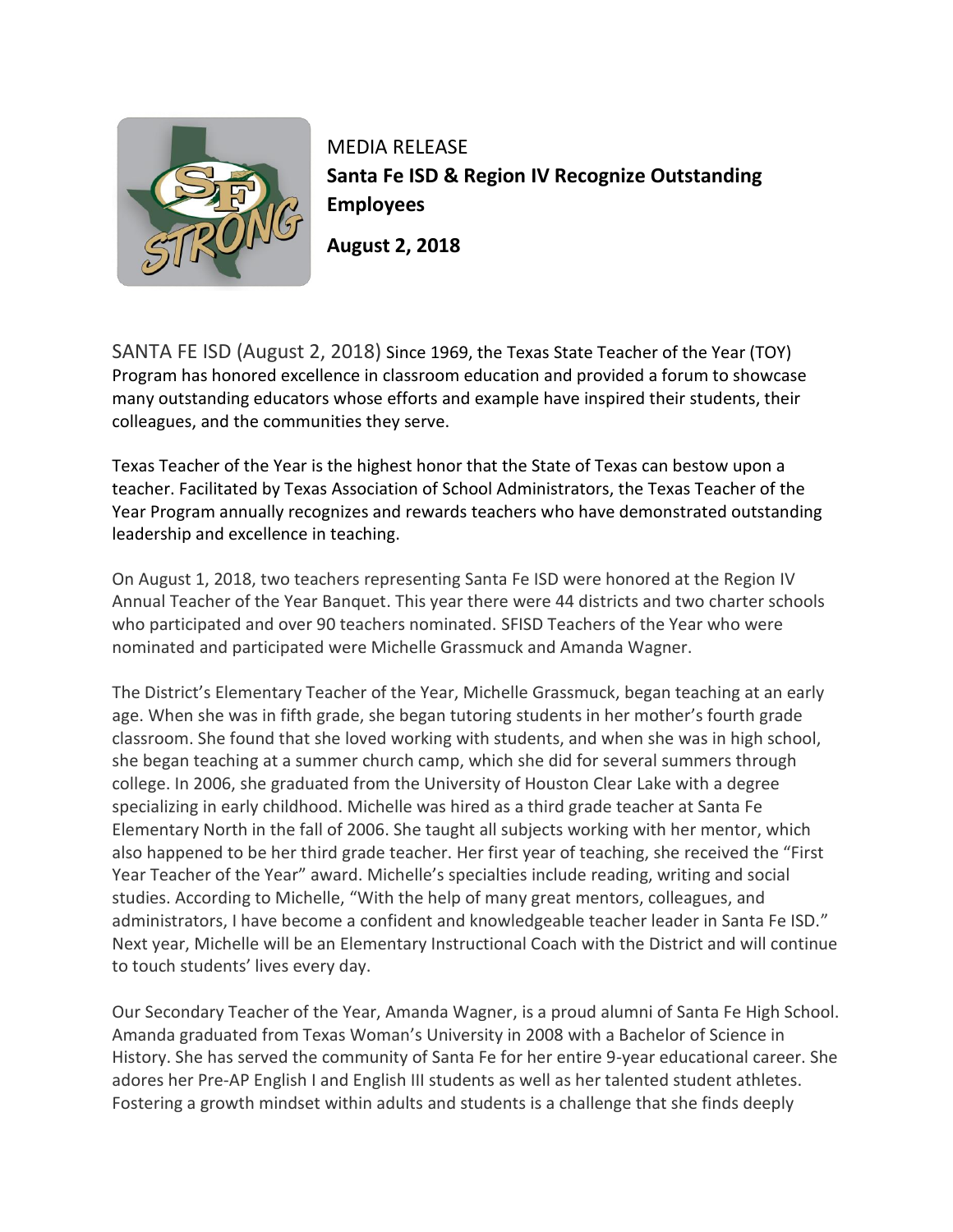MEDIA RELEASE

**Santa Fe ISD & Region IV Recognize Outstanding Employees**

**August 2, 2018**

SANTA FE ISD (August 2, 2018) Since 1969, the Texas State Teacher of the Year (TOY) Program has honored excellence in classroom education and provided a forum to showcase many outstanding educators whose efforts and example have inspired their students, their colleagues, and the communities they serve.

Texas Teacher of the Year is the highest honor that the State of Texas can bestow upon a teacher. Facilitated by Texas Association of School Administrators, the Texas Teacher of the Year Program annually recognizes and rewards teachers who have demonstrated outstanding leadership and excellence in teaching.

On August 1, 2018, two teachers representing Santa Fe ISD were honored at the Region IV Annual Teacher of the Year Banquet. This year there were 44 districts and two charter schools who participated and over 90 teachers nominated. SFISD Teachers of the Year who were nominated and participated were Michelle Grassmuck and Amanda Wagner.

The District's Elementary Teacher of the Year, Michelle Grassmuck, began teaching at an early age. When she was in fifth grade, she began tutoring students in her mother's fourth grade classroom. She found that she loved working with students, and when she was in high school, she began teaching at a summer church camp, which she did for several summers through college. In 2006, she graduated from the University of Houston Clear Lake with a degree specializing in early childhood. Michelle was hired as a third grade teacher at Santa Fe Elementary North in the fall of 2006. She taught all subjects working with her mentor, which also happened to be her third grade teacher. Her first year of teaching, she received the "First Year Teacher of the Year" award. Michelle's specialties include reading, writing and social studies. According to Michelle, "With the help of many great mentors, colleagues, and administrators, I have become a confident and knowledgeable teacher leader in Santa Fe ISD." Next year, Michelle will be an Elementary Instructional Coach with the District and will continue to touch students' lives every day.

Our Secondary Teacher of the Year, Amanda Wagner, is a proud alumni of Santa Fe High School. Amanda graduated from Texas Woman's University in 2008 with a Bachelor of Science in History. She has served the community of Santa Fe for her entire 9-year educational career. She adores her Pre-AP English I and English III students as well as her talented student athletes. Fostering a growth mindset within adults and students is a challenge that she finds deeply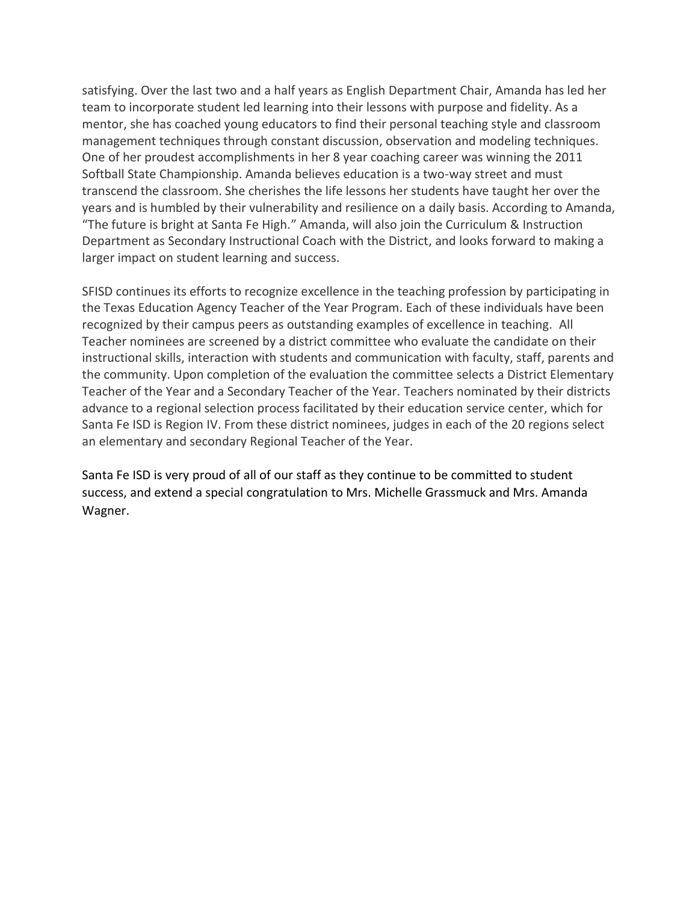satisfying. Over the last two and a half years as English Department Chair, Amanda has led her team to incorporate student led learning into their lessons with purpose and fidelity. As a mentor, she has coached young educators to find their personal teaching style and classroom management techniques through constant discussion, observation and modeling techniques. One of her proudest accomplishments in her 8 year coaching career was winning the 2011 Softball State Championship. Amanda believes education is a two-way street and must transcend the classroom. She cherishes the life lessons her students have taught her over the years and is humbled by their vulnerability and resilience on a daily basis. According to Amanda, "The future is bright at Santa Fe High." Amanda, will also join the Curriculum & Instruction Department as Secondary Instructional Coach with the District, and looks forward to making a larger impact on student learning and success.

SFISD continues its efforts to recognize excellence in the teaching profession by participating in the Texas Education Agency Teacher of the Year Program. Each of these individuals have been recognized by their campus peers as outstanding examples of excellence in teaching. All Teacher nominees are screened by a district committee who evaluate the candidate on their instructional skills, interaction with students and communication with faculty, staff, parents and the community. Upon completion of the evaluation the committee selects a District Elementary Teacher of the Year and a Secondary Teacher of the Year. Teachers nominated by their districts advance to a regional selection process facilitated by their education service center, which for Santa Fe ISD is Region IV. From these district nominees, judges in each of the 20 regions select an elementary and secondary Regional Teacher of the Year.

Santa Fe ISD is very proud of all of our staff as they continue to be committed to student success, and extend a special congratulation to Mrs. Michelle Grassmuck and Mrs. Amanda Wagner.